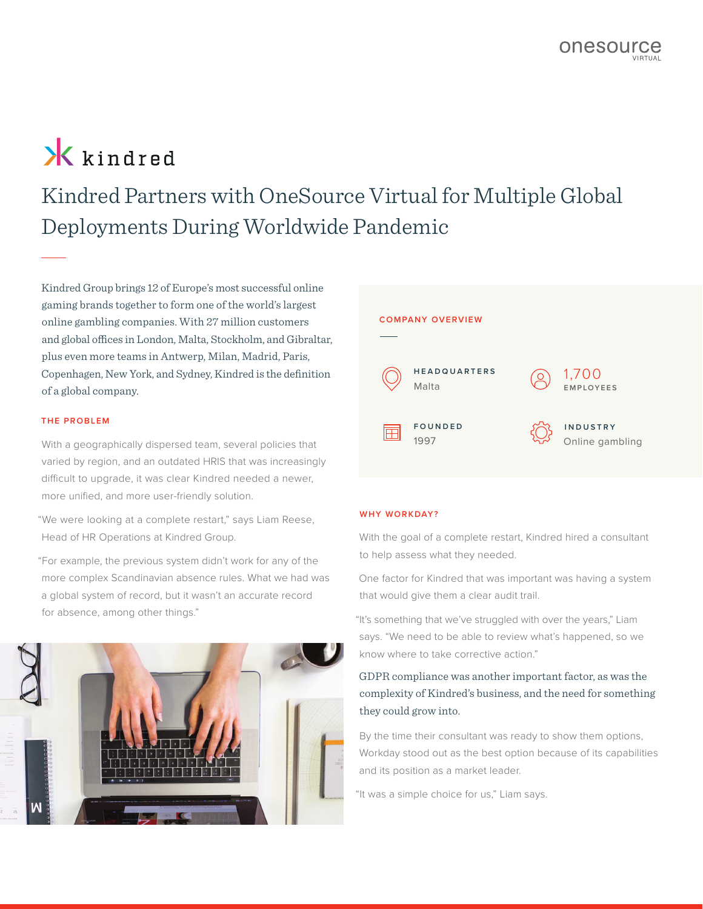onesource VIRTUAL

kindred

# Kindred Partners with OneSource Virtual for Multiple Global Deployments During Worldwide Pandemic

Kindred Group brings 12 of Europe's most successful online gaming brands together to form one of the world's largest online gambling companies. With 27 million customers and global offices in London, Malta, Stockholm, and Gibraltar, plus even more teams in Antwerp, Milan, Madrid, Paris, Copenhagen, New York, and Sydney, Kindred is the definition of a global company.

## THE PROBLEM

With a geographically dispersed team, several policies that varied by region, and an outdated HRIS that was increasingly difficult to upgrade, it was clear Kindred needed a newer, more unified, and more user-friendly solution.

"We were looking at a complete restart," says Liam Reese, Head of HR Operations at Kindred Group.

"For example, the previous system didn't work for any of the more complex Scandinavian absence rules. What we had was a global system of record, but it wasn't an accurate record for absence, among other things."

## COMPANY OVERVIEW

**HEADQUARTERS**
Malta

1,700
**EMPLOYEES**

**FOUNDED**
1997

**INDUSTRY**
Online gambling

## WHY WORKDAY?

With the goal of a complete restart, Kindred hired a consultant to help assess what they needed.

One factor for Kindred that was important was having a system that would give them a clear audit trail.

"It's something that we've struggled with over the years," Liam says. "We need to be able to review what's happened, so we know where to take corrective action."

GDPR compliance was another important factor, as was the complexity of Kindred's business, and the need for something they could grow into.

By the time their consultant was ready to show them options, Workday stood out as the best option because of its capabilities and its position as a market leader.

"It was a simple choice for us," Liam says.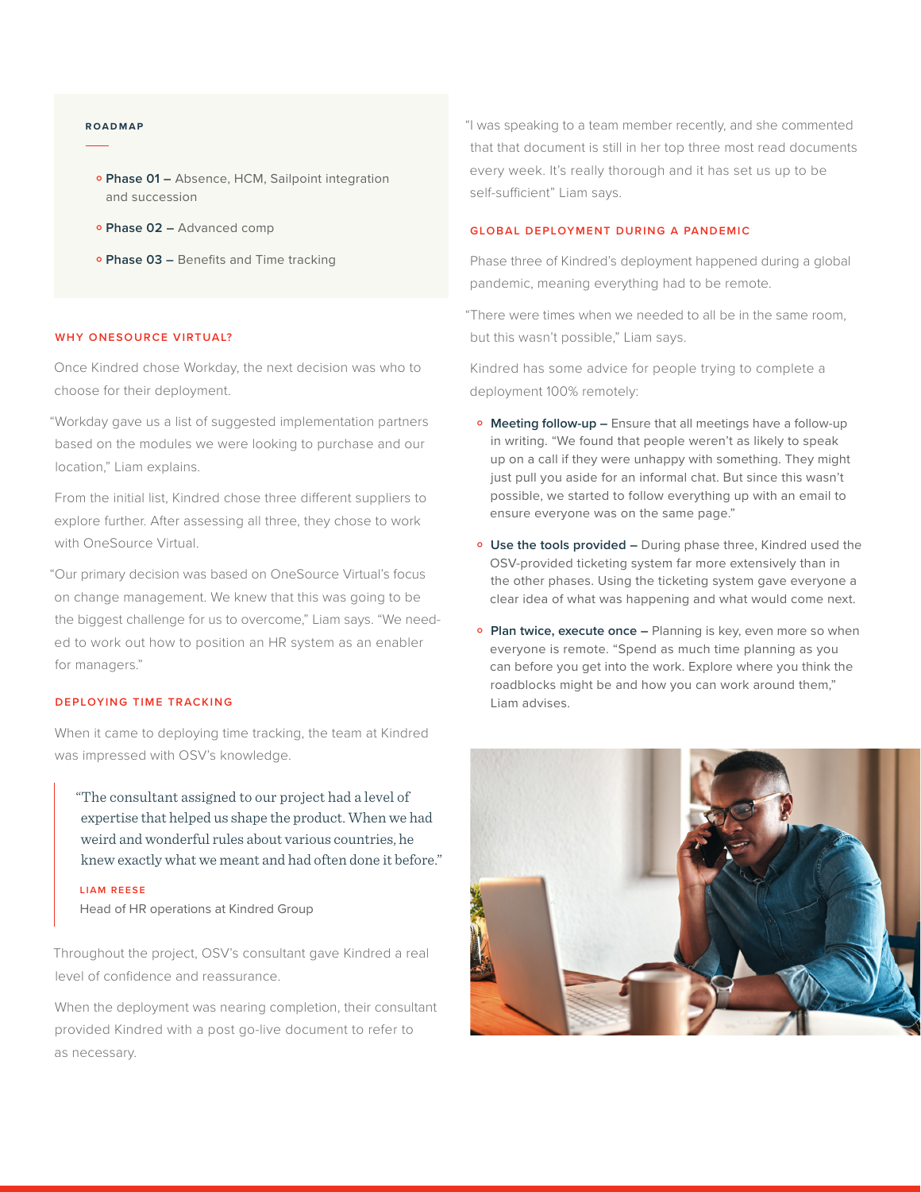**ROADMAP**

- **Phase 01 –** Absence, HCM, Sailpoint integration and succession
- **Phase 02 –** Advanced comp
- **Phase 03 –** Benefits and Time tracking

## WHY ONESOURCE VIRTUAL?

Once Kindred chose Workday, the next decision was who to choose for their deployment.

"Workday gave us a list of suggested implementation partners based on the modules we were looking to purchase and our location," Liam explains.

From the initial list, Kindred chose three different suppliers to explore further. After assessing all three, they chose to work with OneSource Virtual.

"Our primary decision was based on OneSource Virtual's focus on change management. We knew that this was going to be the biggest challenge for us to overcome," Liam says. "We needed to work out how to position an HR system as an enabler for managers."

## DEPLOYING TIME TRACKING

When it came to deploying time tracking, the team at Kindred was impressed with OSV's knowledge.

> "The consultant assigned to our project had a level of expertise that helped us shape the product. When we had weird and wonderful rules about various countries, he knew exactly what we meant and had often done it before."
>
> **LIAM REESE**
> Head of HR operations at Kindred Group

Throughout the project, OSV's consultant gave Kindred a real level of confidence and reassurance.

When the deployment was nearing completion, their consultant provided Kindred with a post go-live document to refer to as necessary.

"I was speaking to a team member recently, and she commented that that document is still in her top three most read documents every week. It's really thorough and it has set us up to be self-sufficient" Liam says.

## GLOBAL DEPLOYMENT DURING A PANDEMIC

Phase three of Kindred's deployment happened during a global pandemic, meaning everything had to be remote.

"There were times when we needed to all be in the same room, but this wasn't possible," Liam says.

Kindred has some advice for people trying to complete a deployment 100% remotely:

- **Meeting follow-up –** Ensure that all meetings have a follow-up in writing. "We found that people weren't as likely to speak up on a call if they were unhappy with something. They might just pull you aside for an informal chat. But since this wasn't possible, we started to follow everything up with an email to ensure everyone was on the same page."
- **Use the tools provided –** During phase three, Kindred used the OSV-provided ticketing system far more extensively than in the other phases. Using the ticketing system gave everyone a clear idea of what was happening and what would come next.
- **Plan twice, execute once –** Planning is key, even more so when everyone is remote. "Spend as much time planning as you can before you get into the work. Explore where you think the roadblocks might be and how you can work around them," Liam advises.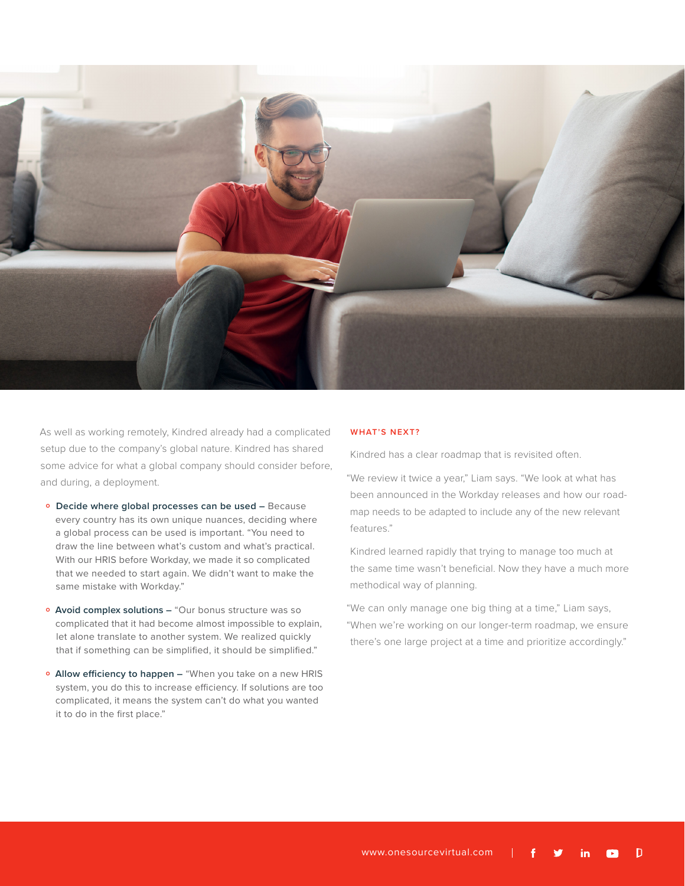As well as working remotely, Kindred already had a complicated setup due to the company's global nature. Kindred has shared some advice for what a global company should consider before, and during, a deployment.

- **Decide where global processes can be used –** Because every country has its own unique nuances, deciding where a global process can be used is important. "You need to draw the line between what's custom and what's practical. With our HRIS before Workday, we made it so complicated that we needed to start again. We didn't want to make the same mistake with Workday."
- **Avoid complex solutions –** "Our bonus structure was so complicated that it had become almost impossible to explain, let alone translate to another system. We realized quickly that if something can be simplified, it should be simplified."
- **Allow efficiency to happen –** "When you take on a new HRIS system, you do this to increase efficiency. If solutions are too complicated, it means the system can't do what you wanted it to do in the first place."

## WHAT'S NEXT?

Kindred has a clear roadmap that is revisited often.

"We review it twice a year," Liam says. "We look at what has been announced in the Workday releases and how our road-map needs to be adapted to include any of the new relevant features."

Kindred learned rapidly that trying to manage too much at the same time wasn't beneficial. Now they have a much more methodical way of planning.

"We can only manage one big thing at a time," Liam says, "When we're working on our longer-term roadmap, we ensure there's one large project at a time and prioritize accordingly."

www.onesourcevirtual.com